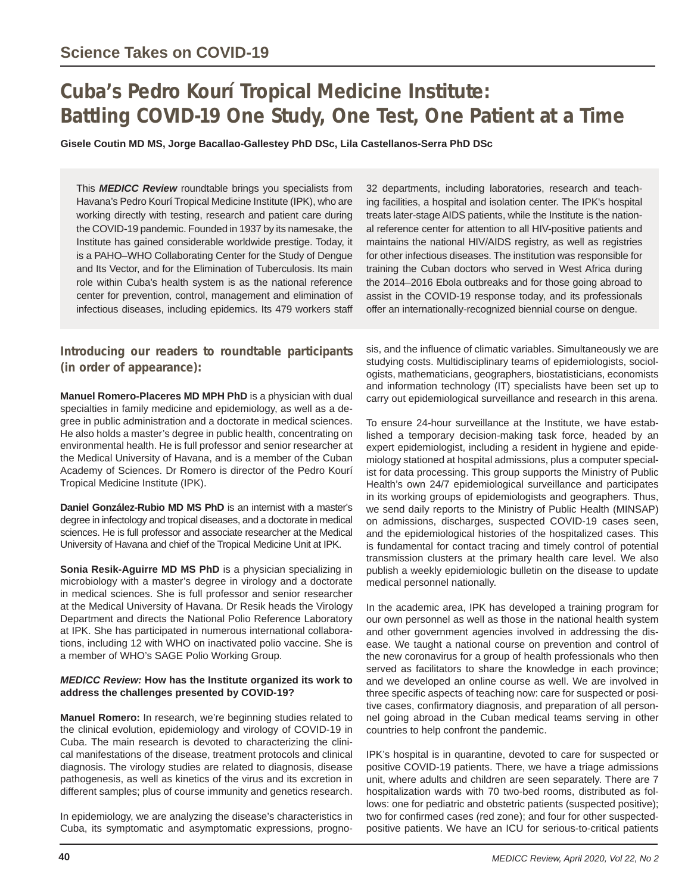Science Takes on COVID-19

# Cuba's Pedro Kourí Tropical Medicine Institute: Battling COVID-19 One Study, One Test, One Patient at a Time

**Gisele Coutin MD MS, Jorge Bacallao-Gallestey PhD DSc, Lila Castellanos-Serra PhD DSc**

This ***MEDICC Review*** roundtable brings you specialists from Havana's Pedro Kourí Tropical Medicine Institute (IPK), who are working directly with testing, research and patient care during the COVID-19 pandemic. Founded in 1937 by its namesake, the Institute has gained considerable worldwide prestige. Today, it is a PAHO–WHO Collaborating Center for the Study of Dengue and Its Vector, and for the Elimination of Tuberculosis. Its main role within Cuba's health system is as the national reference center for prevention, control, management and elimination of infectious diseases, including epidemics. Its 479 workers staff 32 departments, including laboratories, research and teaching facilities, a hospital and isolation center. The IPK's hospital treats later-stage AIDS patients, while the Institute is the national reference center for attention to all HIV-positive patients and maintains the national HIV/AIDS registry, as well as registries for other infectious diseases. The institution was responsible for training the Cuban doctors who served in West Africa during the 2014–2016 Ebola outbreaks and for those going abroad to assist in the COVID-19 response today, and its professionals offer an internationally-recognized biennial course on dengue.

## Introducing our readers to roundtable participants (in order of appearance):

**Manuel Romero-Placeres MD MPH PhD** is a physician with dual specialties in family medicine and epidemiology, as well as a degree in public administration and a doctorate in medical sciences. He also holds a master's degree in public health, concentrating on environmental health. He is full professor and senior researcher at the Medical University of Havana, and is a member of the Cuban Academy of Sciences. Dr Romero is director of the Pedro Kourí Tropical Medicine Institute (IPK).

**Daniel González-Rubio MD MS PhD** is an internist with a master's degree in infectology and tropical diseases, and a doctorate in medical sciences. He is full professor and associate researcher at the Medical University of Havana and chief of the Tropical Medicine Unit at IPK.

**Sonia Resik-Aguirre MD MS PhD** is a physician specializing in microbiology with a master's degree in virology and a doctorate in medical sciences. She is full professor and senior researcher at the Medical University of Havana. Dr Resik heads the Virology Department and directs the National Polio Reference Laboratory at IPK. She has participated in numerous international collaborations, including 12 with WHO on inactivated polio vaccine. She is a member of WHO's SAGE Polio Working Group.

***MEDICC Review:*** **How has the Institute organized its work to address the challenges presented by COVID-19?**

**Manuel Romero:** In research, we're beginning studies related to the clinical evolution, epidemiology and virology of COVID-19 in Cuba. The main research is devoted to characterizing the clinical manifestations of the disease, treatment protocols and clinical diagnosis. The virology studies are related to diagnosis, disease pathogenesis, as well as kinetics of the virus and its excretion in different samples; plus of course immunity and genetics research.

In epidemiology, we are analyzing the disease's characteristics in Cuba, its symptomatic and asymptomatic expressions, prognosis, and the influence of climatic variables. Simultaneously we are studying costs. Multidisciplinary teams of epidemiologists, sociologists, mathematicians, geographers, biostatisticians, economists and information technology (IT) specialists have been set up to carry out epidemiological surveillance and research in this arena.

To ensure 24-hour surveillance at the Institute, we have established a temporary decision-making task force, headed by an expert epidemiologist, including a resident in hygiene and epidemiology stationed at hospital admissions, plus a computer specialist for data processing. This group supports the Ministry of Public Health's own 24/7 epidemiological surveillance and participates in its working groups of epidemiologists and geographers. Thus, we send daily reports to the Ministry of Public Health (MINSAP) on admissions, discharges, suspected COVID-19 cases seen, and the epidemiological histories of the hospitalized cases. This is fundamental for contact tracing and timely control of potential transmission clusters at the primary health care level. We also publish a weekly epidemiologic bulletin on the disease to update medical personnel nationally.

In the academic area, IPK has developed a training program for our own personnel as well as those in the national health system and other government agencies involved in addressing the disease. We taught a national course on prevention and control of the new coronavirus for a group of health professionals who then served as facilitators to share the knowledge in each province; and we developed an online course as well. We are involved in three specific aspects of teaching now: care for suspected or positive cases, confirmatory diagnosis, and preparation of all personnel going abroad in the Cuban medical teams serving in other countries to help confront the pandemic.

IPK's hospital is in quarantine, devoted to care for suspected or positive COVID-19 patients. There, we have a triage admissions unit, where adults and children are seen separately. There are 7 hospitalization wards with 70 two-bed rooms, distributed as follows: one for pediatric and obstetric patients (suspected positive); two for confirmed cases (red zone); and four for other suspected-positive patients. We have an ICU for serious-to-critical patients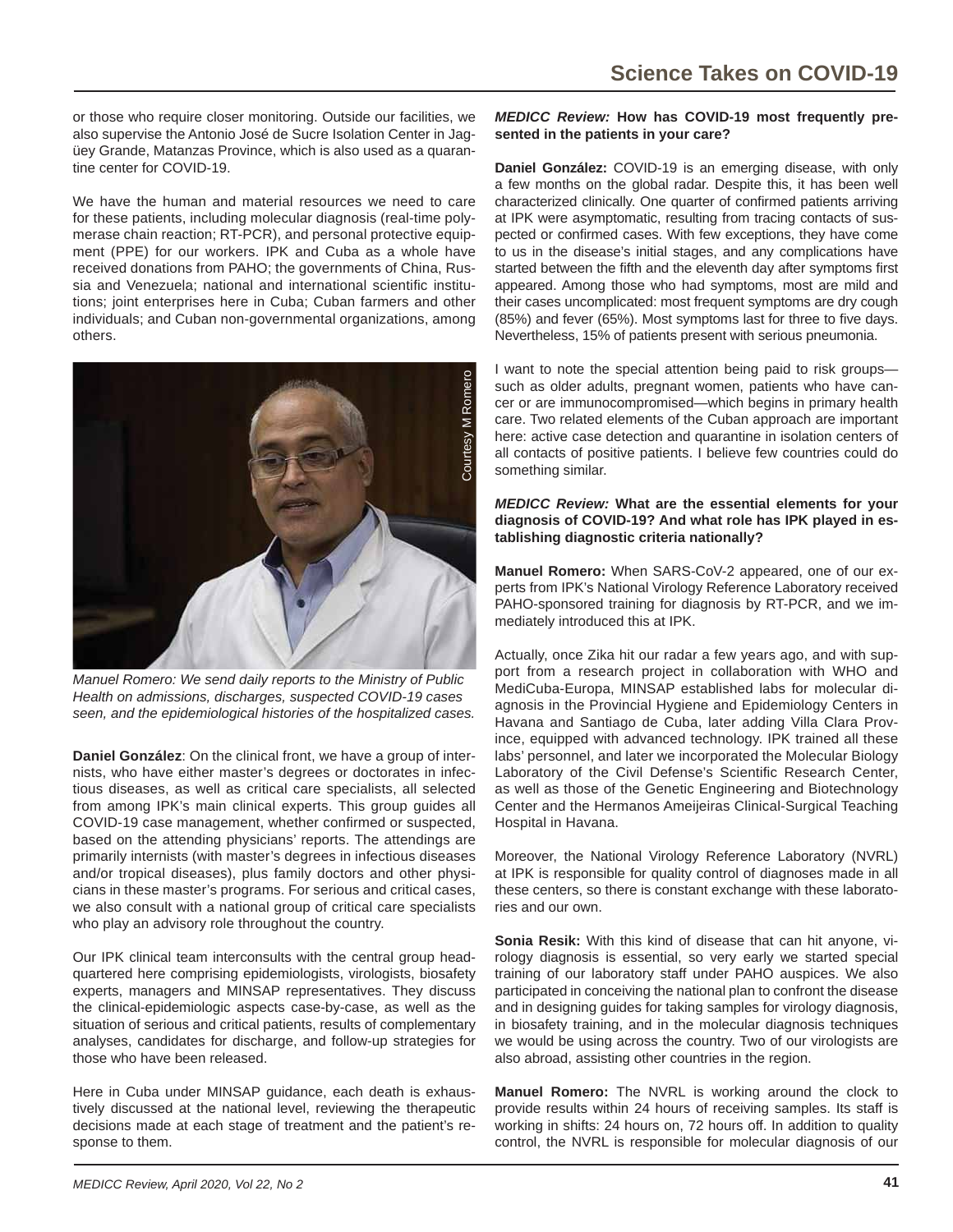or those who require closer monitoring. Outside our facilities, we also supervise the Antonio José de Sucre Isolation Center in Jagüey Grande, Matanzas Province, which is also used as a quarantine center for COVID-19.

We have the human and material resources we need to care for these patients, including molecular diagnosis (real-time polymerase chain reaction; RT-PCR), and personal protective equipment (PPE) for our workers. IPK and Cuba as a whole have received donations from PAHO; the governments of China, Russia and Venezuela; national and international scientific institutions; joint enterprises here in Cuba; Cuban farmers and other individuals; and Cuban non-governmental organizations, among others.

Courtesy M Romero

*Manuel Romero: We send daily reports to the Ministry of Public Health on admissions, discharges, suspected COVID-19 cases seen, and the epidemiological histories of the hospitalized cases.*

**Daniel González**: On the clinical front, we have a group of internists, who have either master's degrees or doctorates in infectious diseases, as well as critical care specialists, all selected from among IPK's main clinical experts. This group guides all COVID-19 case management, whether confirmed or suspected, based on the attending physicians' reports. The attendings are primarily internists (with master's degrees in infectious diseases and/or tropical diseases), plus family doctors and other physicians in these master's programs. For serious and critical cases, we also consult with a national group of critical care specialists who play an advisory role throughout the country.

Our IPK clinical team interconsults with the central group headquartered here comprising epidemiologists, virologists, biosafety experts, managers and MINSAP representatives. They discuss the clinical-epidemiologic aspects case-by-case, as well as the situation of serious and critical patients, results of complementary analyses, candidates for discharge, and follow-up strategies for those who have been released.

Here in Cuba under MINSAP guidance, each death is exhaustively discussed at the national level, reviewing the therapeutic decisions made at each stage of treatment and the patient's response to them.

***MEDICC Review:* How has COVID-19 most frequently presented in the patients in your care?**

**Daniel González:** COVID-19 is an emerging disease, with only a few months on the global radar. Despite this, it has been well characterized clinically. One quarter of confirmed patients arriving at IPK were asymptomatic, resulting from tracing contacts of suspected or confirmed cases. With few exceptions, they have come to us in the disease's initial stages, and any complications have started between the fifth and the eleventh day after symptoms first appeared. Among those who had symptoms, most are mild and their cases uncomplicated: most frequent symptoms are dry cough (85%) and fever (65%). Most symptoms last for three to five days. Nevertheless, 15% of patients present with serious pneumonia.

I want to note the special attention being paid to risk groups—such as older adults, pregnant women, patients who have cancer or are immunocompromised—which begins in primary health care. Two related elements of the Cuban approach are important here: active case detection and quarantine in isolation centers of all contacts of positive patients. I believe few countries could do something similar.

***MEDICC Review:* What are the essential elements for your diagnosis of COVID-19? And what role has IPK played in establishing diagnostic criteria nationally?**

**Manuel Romero:** When SARS-CoV-2 appeared, one of our experts from IPK's National Virology Reference Laboratory received PAHO-sponsored training for diagnosis by RT-PCR, and we immediately introduced this at IPK.

Actually, once Zika hit our radar a few years ago, and with support from a research project in collaboration with WHO and MediCuba-Europa, MINSAP established labs for molecular diagnosis in the Provincial Hygiene and Epidemiology Centers in Havana and Santiago de Cuba, later adding Villa Clara Province, equipped with advanced technology. IPK trained all these labs' personnel, and later we incorporated the Molecular Biology Laboratory of the Civil Defense's Scientific Research Center, as well as those of the Genetic Engineering and Biotechnology Center and the Hermanos Ameijeiras Clinical-Surgical Teaching Hospital in Havana.

Moreover, the National Virology Reference Laboratory (NVRL) at IPK is responsible for quality control of diagnoses made in all these centers, so there is constant exchange with these laboratories and our own.

**Sonia Resik:** With this kind of disease that can hit anyone, virology diagnosis is essential, so very early we started special training of our laboratory staff under PAHO auspices. We also participated in conceiving the national plan to confront the disease and in designing guides for taking samples for virology diagnosis, in biosafety training, and in the molecular diagnosis techniques we would be using across the country. Two of our virologists are also abroad, assisting other countries in the region.

**Manuel Romero:** The NVRL is working around the clock to provide results within 24 hours of receiving samples. Its staff is working in shifts: 24 hours on, 72 hours off. In addition to quality control, the NVRL is responsible for molecular diagnosis of our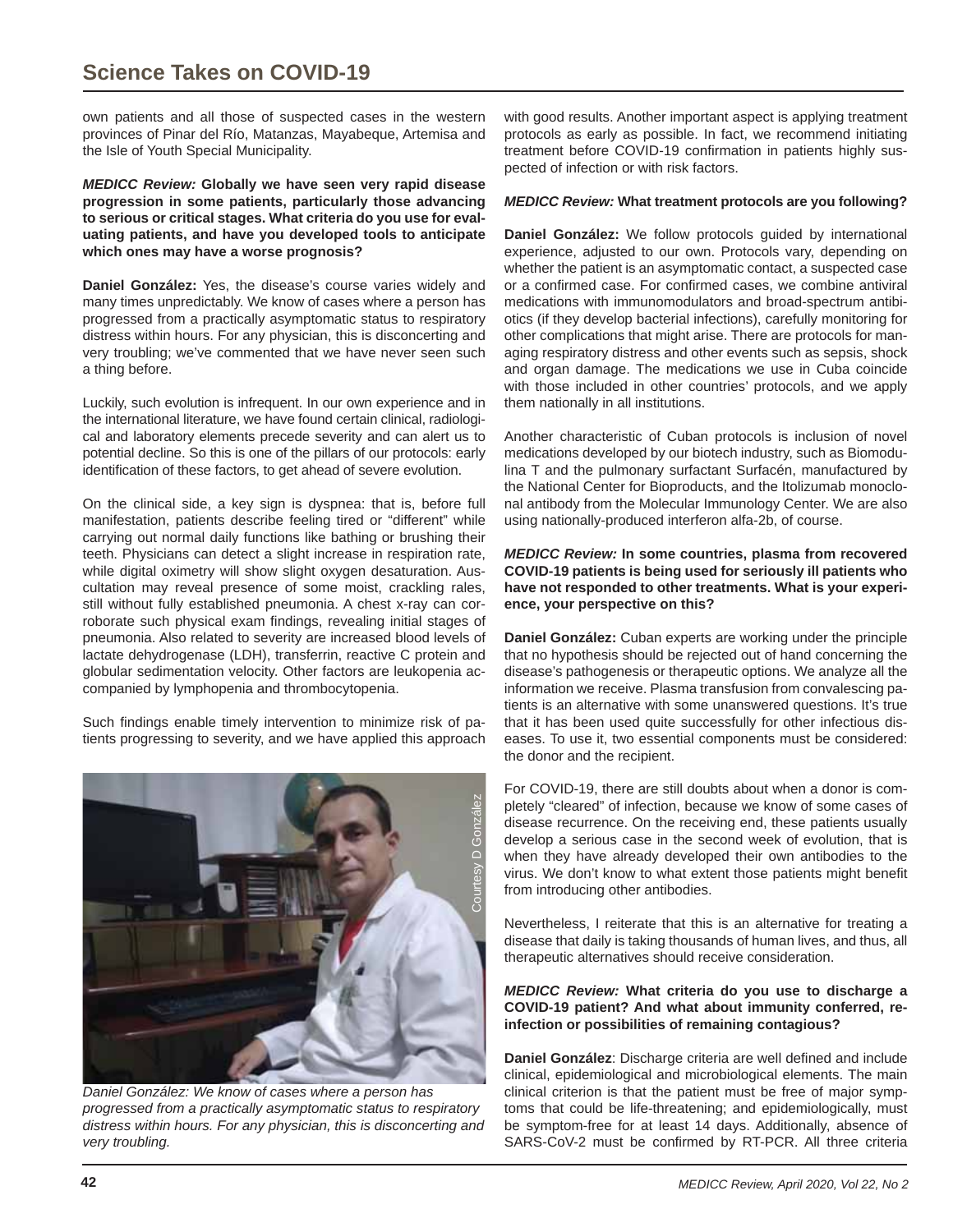own patients and all those of suspected cases in the western provinces of Pinar del Río, Matanzas, Mayabeque, Artemisa and the Isle of Youth Special Municipality.

***MEDICC Review:* Globally we have seen very rapid disease progression in some patients, particularly those advancing to serious or critical stages. What criteria do you use for evaluating patients, and have you developed tools to anticipate which ones may have a worse prognosis?**

**Daniel González:** Yes, the disease's course varies widely and many times unpredictably. We know of cases where a person has progressed from a practically asymptomatic status to respiratory distress within hours. For any physician, this is disconcerting and very troubling; we've commented that we have never seen such a thing before.

Luckily, such evolution is infrequent. In our own experience and in the international literature, we have found certain clinical, radiological and laboratory elements precede severity and can alert us to potential decline. So this is one of the pillars of our protocols: early identification of these factors, to get ahead of severe evolution.

On the clinical side, a key sign is dyspnea: that is, before full manifestation, patients describe feeling tired or "different" while carrying out normal daily functions like bathing or brushing their teeth. Physicians can detect a slight increase in respiration rate, while digital oximetry will show slight oxygen desaturation. Auscultation may reveal presence of some moist, crackling rales, still without fully established pneumonia. A chest x-ray can corroborate such physical exam findings, revealing initial stages of pneumonia. Also related to severity are increased blood levels of lactate dehydrogenase (LDH), transferrin, reactive C protein and globular sedimentation velocity. Other factors are leukopenia accompanied by lymphopenia and thrombocytopenia.

Such findings enable timely intervention to minimize risk of patients progressing to severity, and we have applied this approach with good results. Another important aspect is applying treatment protocols as early as possible. In fact, we recommend initiating treatment before COVID-19 confirmation in patients highly suspected of infection or with risk factors.

*Daniel González: We know of cases where a person has progressed from a practically asymptomatic status to respiratory distress within hours. For any physician, this is disconcerting and very troubling.*

***MEDICC Review:* What treatment protocols are you following?**

**Daniel González:** We follow protocols guided by international experience, adjusted to our own. Protocols vary, depending on whether the patient is an asymptomatic contact, a suspected case or a confirmed case. For confirmed cases, we combine antiviral medications with immunomodulators and broad-spectrum antibiotics (if they develop bacterial infections), carefully monitoring for other complications that might arise. There are protocols for managing respiratory distress and other events such as sepsis, shock and organ damage. The medications we use in Cuba coincide with those included in other countries' protocols, and we apply them nationally in all institutions.

Another characteristic of Cuban protocols is inclusion of novel medications developed by our biotech industry, such as Biomodulina T and the pulmonary surfactant Surfacén, manufactured by the National Center for Bioproducts, and the Itolizumab monoclonal antibody from the Molecular Immunology Center. We are also using nationally-produced interferon alfa-2b, of course.

***MEDICC Review:* In some countries, plasma from recovered COVID-19 patients is being used for seriously ill patients who have not responded to other treatments. What is your experience, your perspective on this?**

**Daniel González:** Cuban experts are working under the principle that no hypothesis should be rejected out of hand concerning the disease's pathogenesis or therapeutic options. We analyze all the information we receive. Plasma transfusion from convalescing patients is an alternative with some unanswered questions. It's true that it has been used quite successfully for other infectious diseases. To use it, two essential components must be considered: the donor and the recipient.

For COVID-19, there are still doubts about when a donor is completely "cleared" of infection, because we know of some cases of disease recurrence. On the receiving end, these patients usually develop a serious case in the second week of evolution, that is when they have already developed their own antibodies to the virus. We don't know to what extent those patients might benefit from introducing other antibodies.

Nevertheless, I reiterate that this is an alternative for treating a disease that daily is taking thousands of human lives, and thus, all therapeutic alternatives should receive consideration.

***MEDICC Review:* What criteria do you use to discharge a COVID-19 patient? And what about immunity conferred, reinfection or possibilities of remaining contagious?**

**Daniel González**: Discharge criteria are well defined and include clinical, epidemiological and microbiological elements. The main clinical criterion is that the patient must be free of major symptoms that could be life-threatening; and epidemiologically, must be symptom-free for at least 14 days. Additionally, absence of SARS-CoV-2 must be confirmed by RT-PCR. All three criteria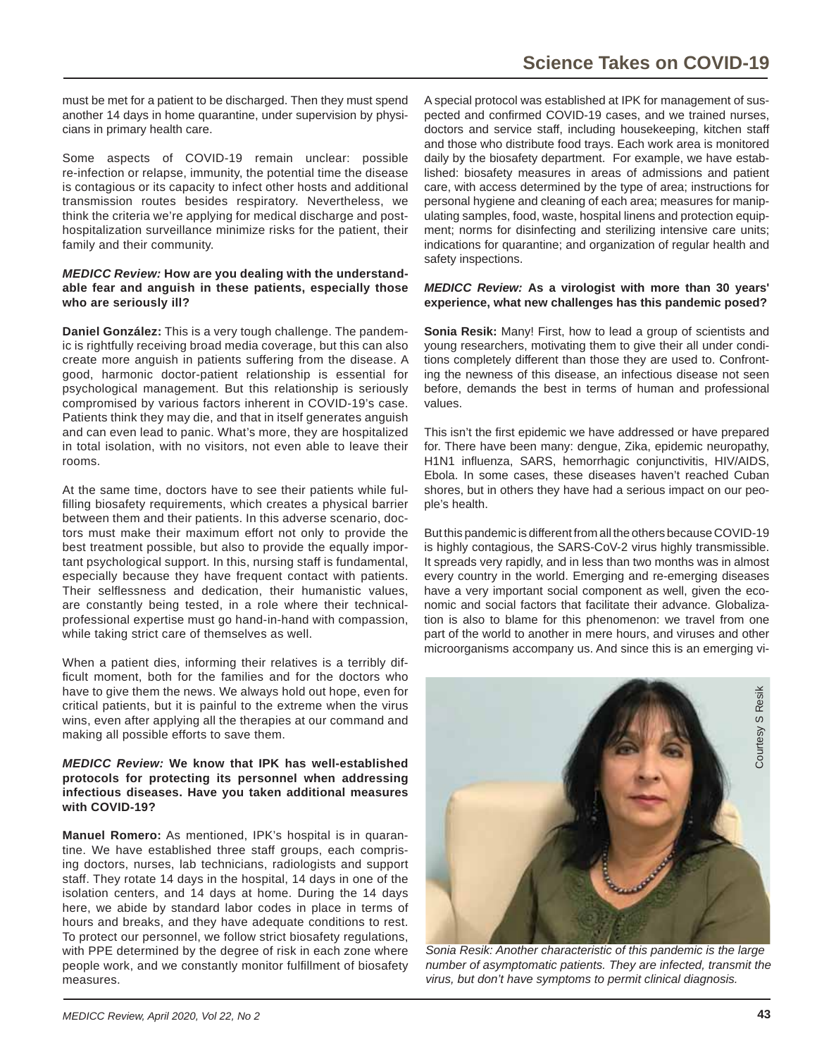must be met for a patient to be discharged. Then they must spend another 14 days in home quarantine, under supervision by physicians in primary health care.

Some aspects of COVID-19 remain unclear: possible re-infection or relapse, immunity, the potential time the disease is contagious or its capacity to infect other hosts and additional transmission routes besides respiratory. Nevertheless, we think the criteria we're applying for medical discharge and post-hospitalization surveillance minimize risks for the patient, their family and their community.

***MEDICC Review:*** **How are you dealing with the understandable fear and anguish in these patients, especially those who are seriously ill?**

**Daniel González:** This is a very tough challenge. The pandemic is rightfully receiving broad media coverage, but this can also create more anguish in patients suffering from the disease. A good, harmonic doctor-patient relationship is essential for psychological management. But this relationship is seriously compromised by various factors inherent in COVID-19's case. Patients think they may die, and that in itself generates anguish and can even lead to panic. What's more, they are hospitalized in total isolation, with no visitors, not even able to leave their rooms.

At the same time, doctors have to see their patients while fulfilling biosafety requirements, which creates a physical barrier between them and their patients. In this adverse scenario, doctors must make their maximum effort not only to provide the best treatment possible, but also to provide the equally important psychological support. In this, nursing staff is fundamental, especially because they have frequent contact with patients. Their selflessness and dedication, their humanistic values, are constantly being tested, in a role where their technical-professional expertise must go hand-in-hand with compassion, while taking strict care of themselves as well.

When a patient dies, informing their relatives is a terribly difficult moment, both for the families and for the doctors who have to give them the news. We always hold out hope, even for critical patients, but it is painful to the extreme when the virus wins, even after applying all the therapies at our command and making all possible efforts to save them.

***MEDICC Review:*** **We know that IPK has well-established protocols for protecting its personnel when addressing infectious diseases. Have you taken additional measures with COVID-19?**

**Manuel Romero:** As mentioned, IPK's hospital is in quarantine. We have established three staff groups, each comprising doctors, nurses, lab technicians, radiologists and support staff. They rotate 14 days in the hospital, 14 days in one of the isolation centers, and 14 days at home. During the 14 days here, we abide by standard labor codes in place in terms of hours and breaks, and they have adequate conditions to rest. To protect our personnel, we follow strict biosafety regulations, with PPE determined by the degree of risk in each zone where people work, and we constantly monitor fulfillment of biosafety measures.

A special protocol was established at IPK for management of suspected and confirmed COVID-19 cases, and we trained nurses, doctors and service staff, including housekeeping, kitchen staff and those who distribute food trays. Each work area is monitored daily by the biosafety department. For example, we have established: biosafety measures in areas of admissions and patient care, with access determined by the type of area; instructions for personal hygiene and cleaning of each area; measures for manipulating samples, food, waste, hospital linens and protection equipment; norms for disinfecting and sterilizing intensive care units; indications for quarantine; and organization of regular health and safety inspections.

***MEDICC Review:*** **As a virologist with more than 30 years' experience, what new challenges has this pandemic posed?**

**Sonia Resik:** Many! First, how to lead a group of scientists and young researchers, motivating them to give their all under conditions completely different than those they are used to. Confronting the newness of this disease, an infectious disease not seen before, demands the best in terms of human and professional values.

This isn't the first epidemic we have addressed or have prepared for. There have been many: dengue, Zika, epidemic neuropathy, H1N1 influenza, SARS, hemorrhagic conjunctivitis, HIV/AIDS, Ebola. In some cases, these diseases haven't reached Cuban shores, but in others they have had a serious impact on our people's health.

But this pandemic is different from all the others because COVID-19 is highly contagious, the SARS-CoV-2 virus highly transmissible. It spreads very rapidly, and in less than two months was in almost every country in the world. Emerging and re-emerging diseases have a very important social component as well, given the economic and social factors that facilitate their advance. Globalization is also to blame for this phenomenon: we travel from one part of the world to another in mere hours, and viruses and other microorganisms accompany us. And since this is an emerging vi-

Courtesy S Resik

*Sonia Resik: Another characteristic of this pandemic is the large number of asymptomatic patients. They are infected, transmit the virus, but don't have symptoms to permit clinical diagnosis.*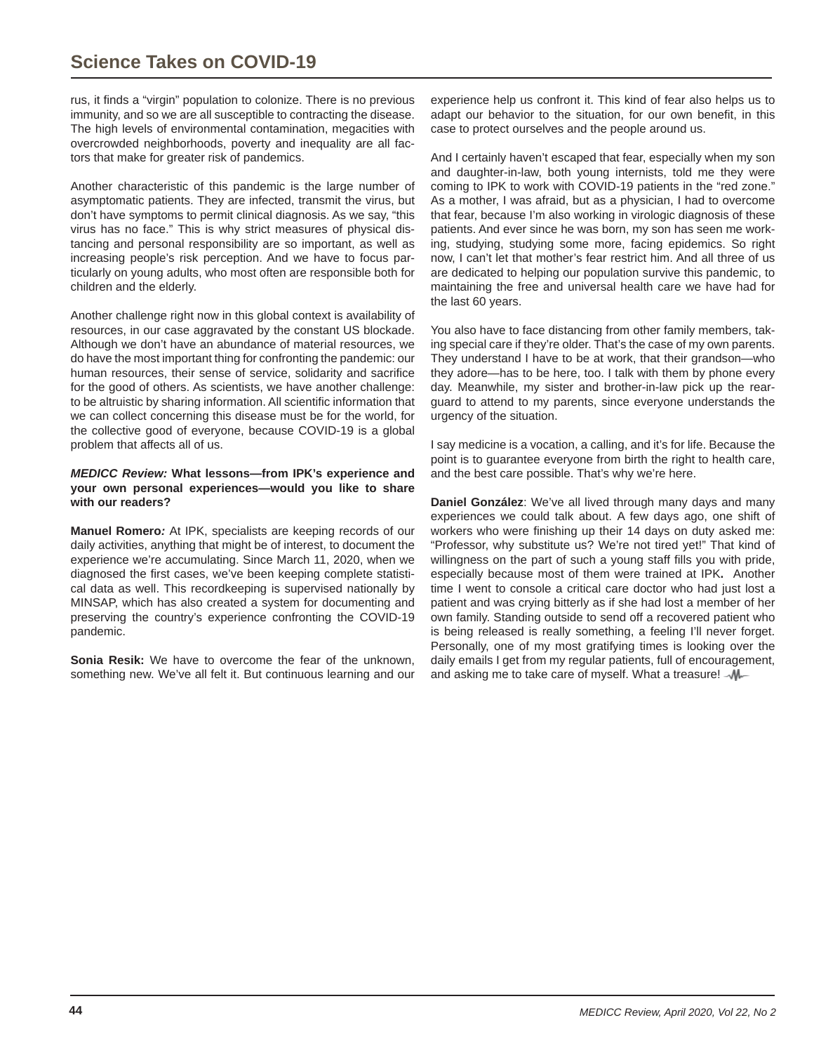rus, it finds a "virgin" population to colonize. There is no previous immunity, and so we are all susceptible to contracting the disease. The high levels of environmental contamination, megacities with overcrowded neighborhoods, poverty and inequality are all factors that make for greater risk of pandemics.

Another characteristic of this pandemic is the large number of asymptomatic patients. They are infected, transmit the virus, but don't have symptoms to permit clinical diagnosis. As we say, "this virus has no face." This is why strict measures of physical distancing and personal responsibility are so important, as well as increasing people's risk perception. And we have to focus particularly on young adults, who most often are responsible both for children and the elderly.

Another challenge right now in this global context is availability of resources, in our case aggravated by the constant US blockade. Although we don't have an abundance of material resources, we do have the most important thing for confronting the pandemic: our human resources, their sense of service, solidarity and sacrifice for the good of others. As scientists, we have another challenge: to be altruistic by sharing information. All scientific information that we can collect concerning this disease must be for the world, for the collective good of everyone, because COVID-19 is a global problem that affects all of us.

***MEDICC Review:* What lessons—from IPK's experience and your own personal experiences—would you like to share with our readers?**

**Manuel Romero*:*** At IPK, specialists are keeping records of our daily activities, anything that might be of interest, to document the experience we're accumulating. Since March 11, 2020, when we diagnosed the first cases, we've been keeping complete statistical data as well. This recordkeeping is supervised nationally by MINSAP, which has also created a system for documenting and preserving the country's experience confronting the COVID-19 pandemic.

**Sonia Resik:** We have to overcome the fear of the unknown, something new. We've all felt it. But continuous learning and our experience help us confront it. This kind of fear also helps us to adapt our behavior to the situation, for our own benefit, in this case to protect ourselves and the people around us.

And I certainly haven't escaped that fear, especially when my son and daughter-in-law, both young internists, told me they were coming to IPK to work with COVID-19 patients in the "red zone." As a mother, I was afraid, but as a physician, I had to overcome that fear, because I'm also working in virologic diagnosis of these patients. And ever since he was born, my son has seen me working, studying, studying some more, facing epidemics. So right now, I can't let that mother's fear restrict him. And all three of us are dedicated to helping our population survive this pandemic, to maintaining the free and universal health care we have had for the last 60 years.

You also have to face distancing from other family members, taking special care if they're older. That's the case of my own parents. They understand I have to be at work, that their grandson—who they adore—has to be here, too. I talk with them by phone every day. Meanwhile, my sister and brother-in-law pick up the rearguard to attend to my parents, since everyone understands the urgency of the situation.

I say medicine is a vocation, a calling, and it's for life. Because the point is to guarantee everyone from birth the right to health care, and the best care possible. That's why we're here.

**Daniel González**: We've all lived through many days and many experiences we could talk about. A few days ago, one shift of workers who were finishing up their 14 days on duty asked me: "Professor, why substitute us? We're not tired yet!" That kind of willingness on the part of such a young staff fills you with pride, especially because most of them were trained at IPK**.** Another time I went to console a critical care doctor who had just lost a patient and was crying bitterly as if she had lost a member of her own family. Standing outside to send off a recovered patient who is being released is really something, a feeling I'll never forget. Personally, one of my most gratifying times is looking over the daily emails I get from my regular patients, full of encouragement, and asking me to take care of myself. What a treasure!